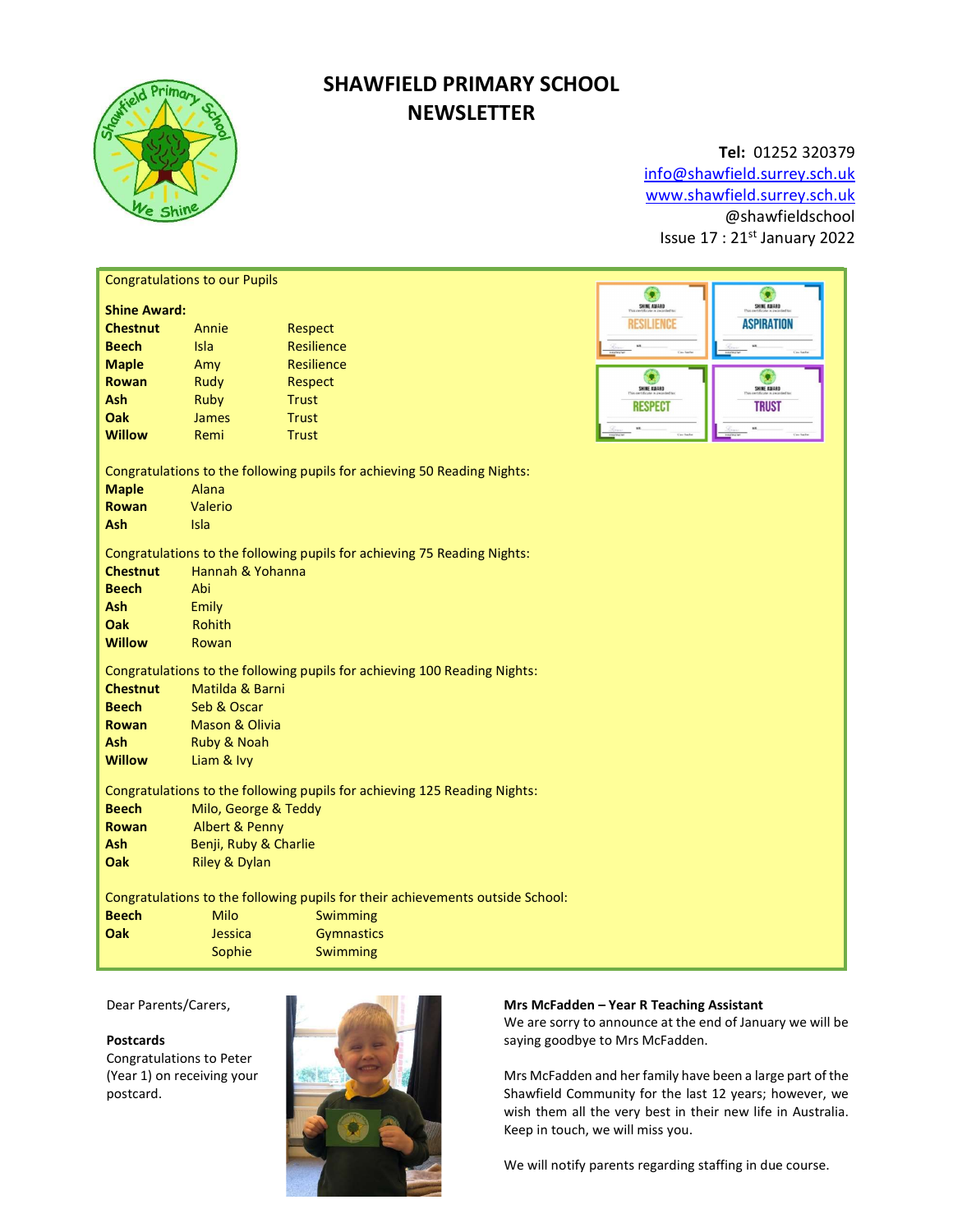# SHAWFIELD PRIMARY SCHOOL NEWSLETTER

**Tel:** 01252 320379
info@shawfield.surrey.sch.uk
www.shawfield.surrey.sch.uk
@shawfieldschool
Issue 17 : 21st January 2022

Congratulations to our Pupils

**Shine Award:**

| | | |
|---|---|---|
| **Chestnut** | Annie | Respect |
| **Beech** | Isla | Resilience |
| **Maple** | Amy | Resilience |
| **Rowan** | Rudy | Respect |
| **Ash** | Ruby | Trust |
| **Oak** | James | Trust |
| **Willow** | Remi | Trust |

Congratulations to the following pupils for achieving 50 Reading Nights:

| | |
|---|---|
| **Maple** | Alana |
| **Rowan** | Valerio |
| **Ash** | Isla |

Congratulations to the following pupils for achieving 75 Reading Nights:

| | |
|---|---|
| **Chestnut** | Hannah & Yohanna |
| **Beech** | Abi |
| **Ash** | Emily |
| **Oak** | Rohith |
| **Willow** | Rowan |

Congratulations to the following pupils for achieving 100 Reading Nights:

| | |
|---|---|
| **Chestnut** | Matilda & Barni |
| **Beech** | Seb & Oscar |
| **Rowan** | Mason & Olivia |
| **Ash** | Ruby & Noah |
| **Willow** | Liam & Ivy |

Congratulations to the following pupils for achieving 125 Reading Nights:

| | |
|---|---|
| **Beech** | Milo, George & Teddy |
| **Rowan** | Albert & Penny |
| **Ash** | Benji, Ruby & Charlie |
| **Oak** | Riley & Dylan |

Congratulations to the following pupils for their achievements outside School:

| | | |
|---|---|---|
| **Beech** | Milo | Swimming |
| **Oak** | Jessica | Gymnastics |
| | Sophie | Swimming |

Dear Parents/Carers,

**Postcards**

Congratulations to Peter (Year 1) on receiving your postcard.

**Mrs McFadden – Year R Teaching Assistant**

We are sorry to announce at the end of January we will be saying goodbye to Mrs McFadden.

Mrs McFadden and her family have been a large part of the Shawfield Community for the last 12 years; however, we wish them all the very best in their new life in Australia. Keep in touch, we will miss you.

We will notify parents regarding staffing in due course.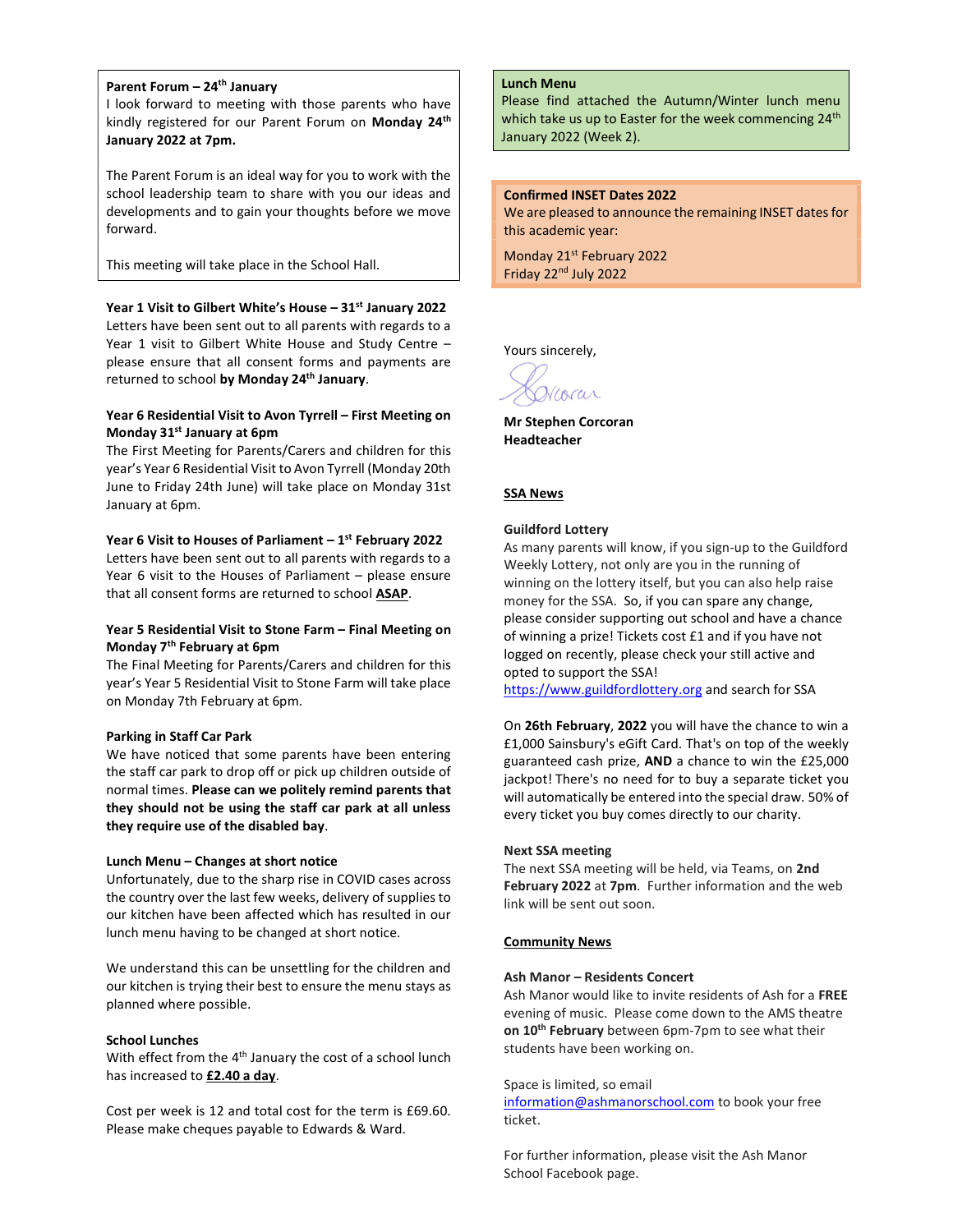**Parent Forum – 24th January**

I look forward to meeting with those parents who have kindly registered for our Parent Forum on **Monday 24th January 2022 at 7pm.**

The Parent Forum is an ideal way for you to work with the school leadership team to share with you our ideas and developments and to gain your thoughts before we move forward.

This meeting will take place in the School Hall.

**Year 1 Visit to Gilbert White's House – 31st January 2022**

Letters have been sent out to all parents with regards to a Year 1 visit to Gilbert White House and Study Centre – please ensure that all consent forms and payments are returned to school **by Monday 24th January**.

**Year 6 Residential Visit to Avon Tyrrell – First Meeting on Monday 31st January at 6pm**

The First Meeting for Parents/Carers and children for this year's Year 6 Residential Visit to Avon Tyrrell (Monday 20th June to Friday 24th June) will take place on Monday 31st January at 6pm.

**Year 6 Visit to Houses of Parliament – 1st February 2022**

Letters have been sent out to all parents with regards to a Year 6 visit to the Houses of Parliament – please ensure that all consent forms are returned to school **ASAP**.

**Year 5 Residential Visit to Stone Farm – Final Meeting on Monday 7th February at 6pm**

The Final Meeting for Parents/Carers and children for this year's Year 5 Residential Visit to Stone Farm will take place on Monday 7th February at 6pm.

**Parking in Staff Car Park**

We have noticed that some parents have been entering the staff car park to drop off or pick up children outside of normal times. **Please can we politely remind parents that they should not be using the staff car park at all unless they require use of the disabled bay**.

**Lunch Menu – Changes at short notice**

Unfortunately, due to the sharp rise in COVID cases across the country over the last few weeks, delivery of supplies to our kitchen have been affected which has resulted in our lunch menu having to be changed at short notice.

We understand this can be unsettling for the children and our kitchen is trying their best to ensure the menu stays as planned where possible.

**School Lunches**

With effect from the 4th January the cost of a school lunch has increased to **£2.40 a day**.

Cost per week is 12 and total cost for the term is £69.60. Please make cheques payable to Edwards & Ward.

**Lunch Menu**

Please find attached the Autumn/Winter lunch menu which take us up to Easter for the week commencing 24th January 2022 (Week 2).

**Confirmed INSET Dates 2022**

We are pleased to announce the remaining INSET dates for this academic year:

Monday 21st February 2022
Friday 22nd July 2022

Yours sincerely,

Scorcoran

**Mr Stephen Corcoran**
**Headteacher**

**SSA News**

**Guildford Lottery**

As many parents will know, if you sign-up to the Guildford Weekly Lottery, not only are you in the running of winning on the lottery itself, but you can also help raise money for the SSA. So, if you can spare any change, please consider supporting out school and have a chance of winning a prize! Tickets cost £1 and if you have not logged on recently, please check your still active and opted to support the SSA!
https://www.guildfordlottery.org and search for SSA

On **26th February**, **2022** you will have the chance to win a £1,000 Sainsbury's eGift Card. That's on top of the weekly guaranteed cash prize, **AND** a chance to win the £25,000 jackpot! There's no need for to buy a separate ticket you will automatically be entered into the special draw. 50% of every ticket you buy comes directly to our charity.

**Next SSA meeting**

The next SSA meeting will be held, via Teams, on **2nd February 2022** at **7pm**. Further information and the web link will be sent out soon.

**Community News**

**Ash Manor – Residents Concert**

Ash Manor would like to invite residents of Ash for a **FREE** evening of music. Please come down to the AMS theatre **on 10th February** between 6pm-7pm to see what their students have been working on.

Space is limited, so email information@ashmanorschool.com to book your free ticket.

For further information, please visit the Ash Manor School Facebook page.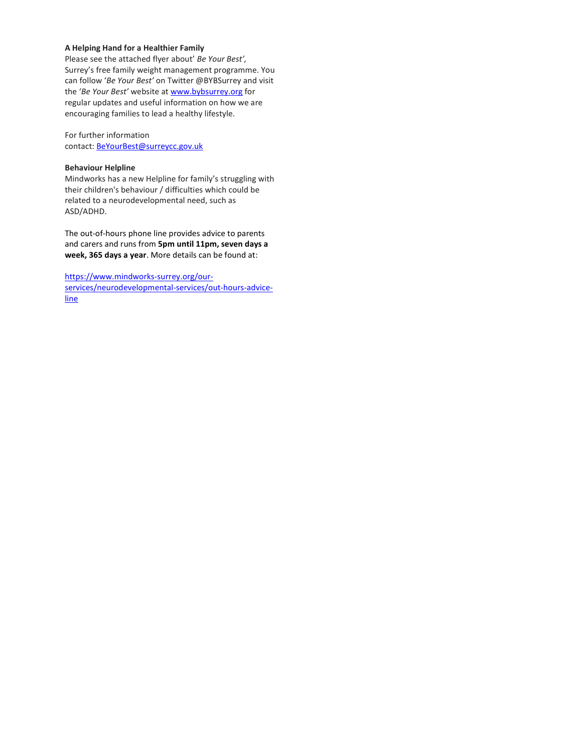**A Helping Hand for a Healthier Family**

Please see the attached flyer about' *Be Your Best',* Surrey's free family weight management programme. You can follow '*Be Your Best'* on Twitter @BYBSurrey and visit the '*Be Your Best'* website at www.bybsurrey.org for regular updates and useful information on how we are encouraging families to lead a healthy lifestyle.

For further information contact: BeYourBest@surreycc.gov.uk

**Behaviour Helpline**

Mindworks has a new Helpline for family's struggling with their children's behaviour / difficulties which could be related to a neurodevelopmental need, such as ASD/ADHD.

The out-of-hours phone line provides advice to parents and carers and runs from **5pm until 11pm, seven days a week, 365 days a year**. More details can be found at:

https://www.mindworks-surrey.org/our-services/neurodevelopmental-services/out-hours-advice-line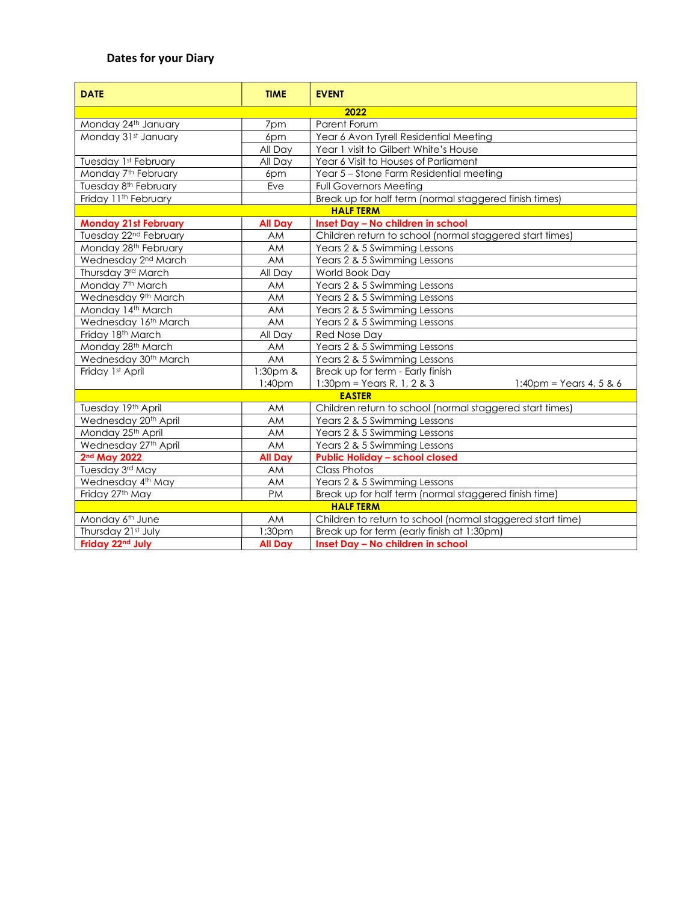## Dates for your Diary

| DATE | TIME | EVENT |
|---|---|---|
| **2022** | | |
| Monday 24th January | 7pm | Parent Forum |
| Monday 31st January | 6pm | Year 6 Avon Tyrell Residential Meeting |
| | All Day | Year 1 visit to Gilbert White's House |
| Tuesday 1st February | All Day | Year 6 Visit to Houses of Parliament |
| Monday 7th February | 6pm | Year 5 – Stone Farm Residential meeting |
| Tuesday 8th February | Eve | Full Governors Meeting |
| Friday 11th February | | Break up for half term (normal staggered finish times) |
| **HALF TERM** | | |
| **Monday 21st February** | **All Day** | **Inset Day – No children in school** |
| Tuesday 22nd February | AM | Children return to school (normal staggered start times) |
| Monday 28th February | AM | Years 2 & 5 Swimming Lessons |
| Wednesday 2nd March | AM | Years 2 & 5 Swimming Lessons |
| Thursday 3rd March | All Day | World Book Day |
| Monday 7th March | AM | Years 2 & 5 Swimming Lessons |
| Wednesday 9th March | AM | Years 2 & 5 Swimming Lessons |
| Monday 14th March | AM | Years 2 & 5 Swimming Lessons |
| Wednesday 16th March | AM | Years 2 & 5 Swimming Lessons |
| Friday 18th March | All Day | Red Nose Day |
| Monday 28th March | AM | Years 2 & 5 Swimming Lessons |
| Wednesday 30th March | AM | Years 2 & 5 Swimming Lessons |
| Friday 1st April | 1:30pm & 1:40pm | Break up for term - Early finish<br>1:30pm = Years R, 1, 2 & 3 1:40pm = Years 4, 5 & 6 |
| **EASTER** | | |
| Tuesday 19th April | AM | Children return to school (normal staggered start times) |
| Wednesday 20th April | AM | Years 2 & 5 Swimming Lessons |
| Monday 25th April | AM | Years 2 & 5 Swimming Lessons |
| Wednesday 27th April | AM | Years 2 & 5 Swimming Lessons |
| **2nd May 2022** | **All Day** | **Public Holiday – school closed** |
| Tuesday 3rd May | AM | Class Photos |
| Wednesday 4th May | AM | Years 2 & 5 Swimming Lessons |
| Friday 27th May | PM | Break up for half term (normal staggered finish time) |
| **HALF TERM** | | |
| Monday 6th June | AM | Children to return to school (normal staggered start time) |
| Thursday 21st July | 1:30pm | Break up for term (early finish at 1:30pm) |
| **Friday 22nd July** | **All Day** | **Inset Day – No children in school** |